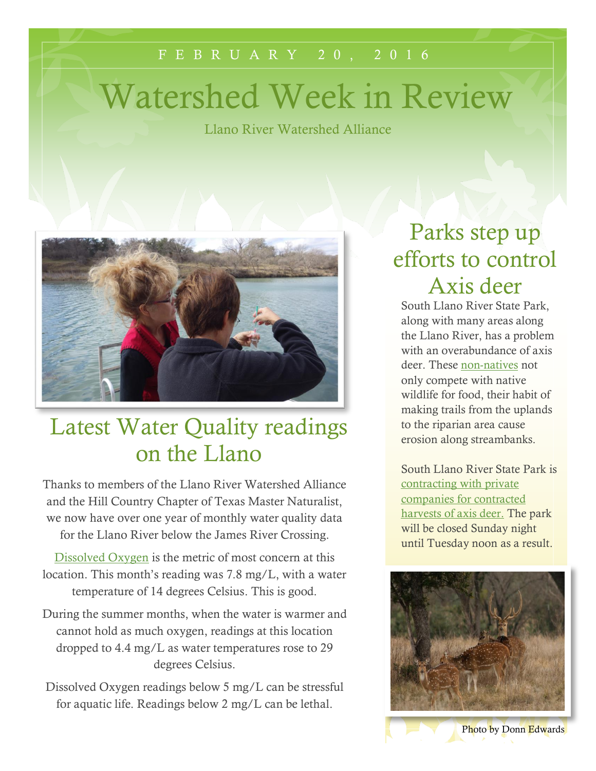FEBRUARY 20, 2016

# Watershed Week in Review

Llano River Watershed Alliance

## Latest Water Quality readings on the Llano

Thanks to members of the Llano River Watershed Alliance and the Hill Country Chapter of Texas Master Naturalist, we now have over one year of monthly water quality data for the Llano River below the James River Crossing.

Dissolved Oxygen is the metric of most concern at this location. This month's reading was 7.8 mg/L, with a water temperature of 14 degrees Celsius. This is good.

During the summer months, when the water is warmer and cannot hold as much oxygen, readings at this location dropped to 4.4 mg/L as water temperatures rose to 29 degrees Celsius.

Dissolved Oxygen readings below 5 mg/L can be stressful for aquatic life. Readings below 2 mg/L can be lethal.

## Parks step up efforts to control Axis deer

South Llano River State Park, along with many areas along the Llano River, has a problem with an overabundance of axis deer. These non-natives not only compete with native wildlife for food, their habit of making trails from the uplands to the riparian area cause erosion along streambanks.

South Llano River State Park is contracting with private companies for contracted harvests of axis deer. The park will be closed Sunday night until Tuesday noon as a result.

Photo by Donn Edwards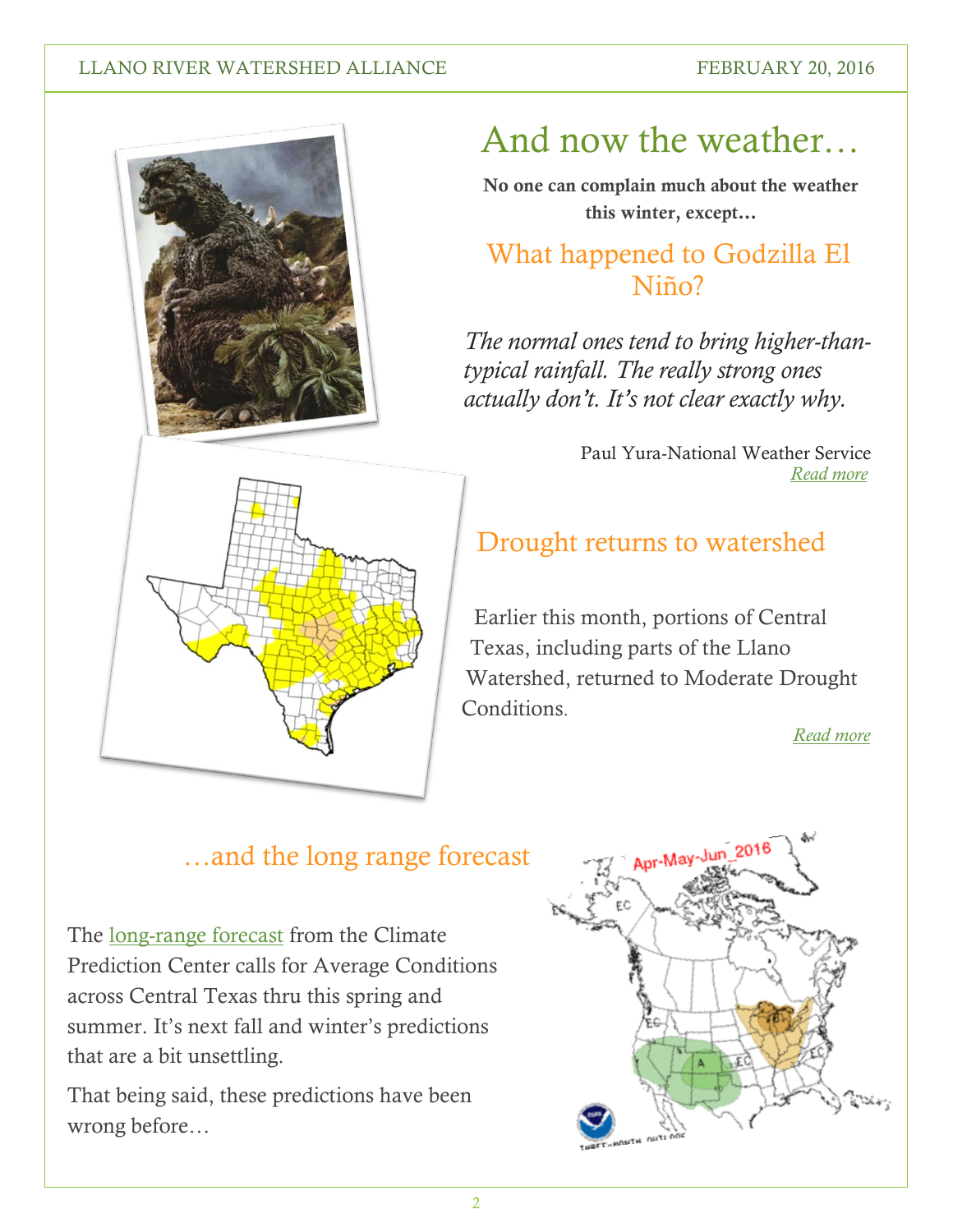# And now the weather…

**No one can complain much about the weather this winter, except…**

## What happened to Godzilla El Niño?

*The normal ones tend to bring higher-than-typical rainfall. The really strong ones actually don't. It's not clear exactly why.*

Paul Yura-National Weather Service

*Read more*

## Drought returns to watershed

Earlier this month, portions of Central Texas, including parts of the Llano Watershed, returned to Moderate Drought Conditions.

*Read more*

## …and the long range forecast

The long-range forecast from the Climate Prediction Center calls for Average Conditions across Central Texas thru this spring and summer. It's next fall and winter's predictions that are a bit unsettling.

That being said, these predictions have been wrong before…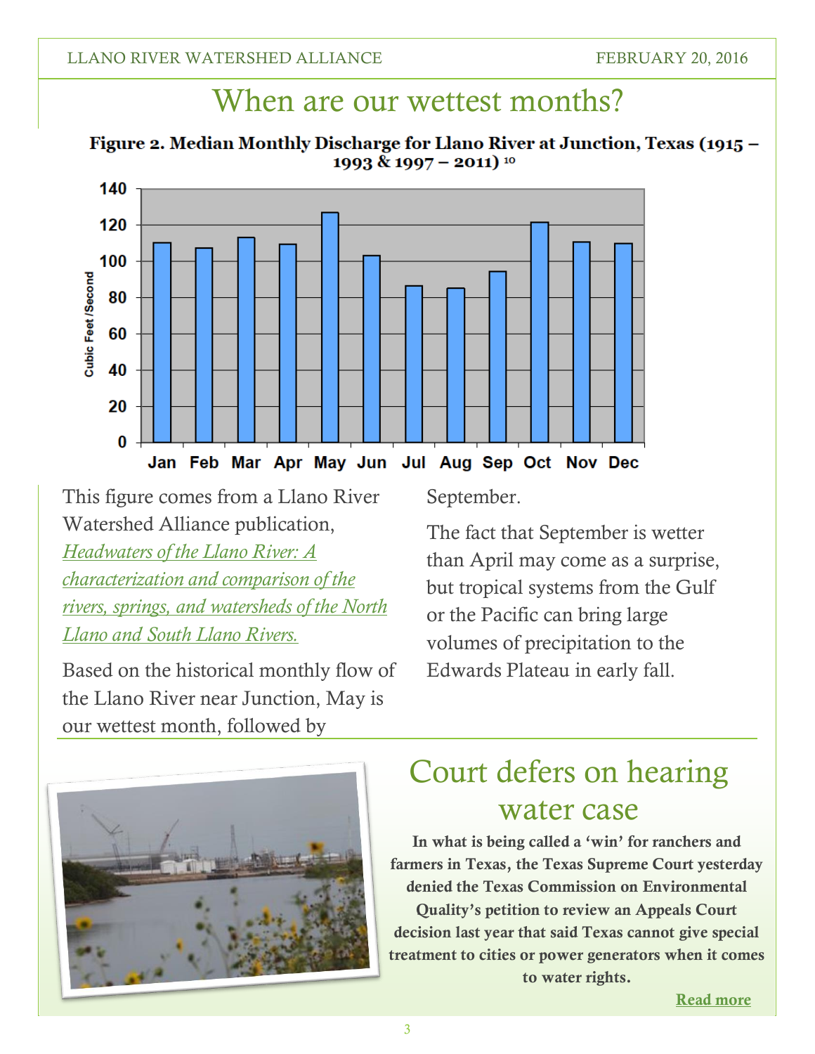# When are our wettest months?

**Figure 2. Median Monthly Discharge for Llano River at Junction, Texas (1915 – 1993 & 1997 – 2011)** [10]

This figure comes from a Llano River Watershed Alliance publication, *Headwaters of the Llano River: A characterization and comparison of the rivers, springs, and watersheds of the North Llano and South Llano Rivers.*

Based on the historical monthly flow of the Llano River near Junction, May is our wettest month, followed by September.

The fact that September is wetter than April may come as a surprise, but tropical systems from the Gulf or the Pacific can bring large volumes of precipitation to the Edwards Plateau in early fall.

# Court defers on hearing water case

**In what is being called a 'win' for ranchers and farmers in Texas, the Texas Supreme Court yesterday denied the Texas Commission on Environmental Quality's petition to review an Appeals Court decision last year that said Texas cannot give special treatment to cities or power generators when it comes to water rights.**

**Read more**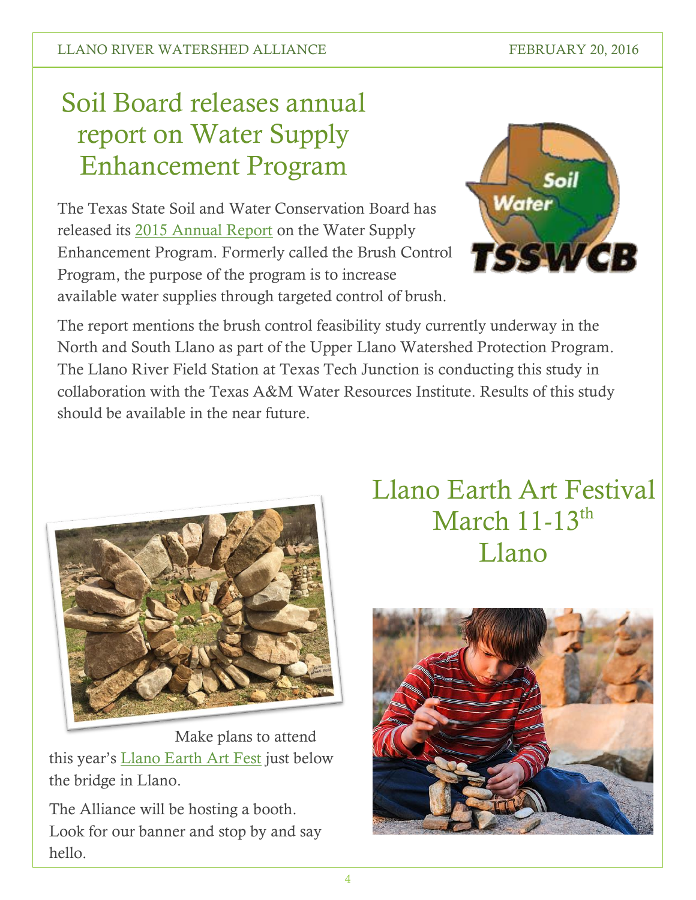# Soil Board releases annual report on Water Supply Enhancement Program

The Texas State Soil and Water Conservation Board has released its 2015 Annual Report on the Water Supply Enhancement Program. Formerly called the Brush Control Program, the purpose of the program is to increase available water supplies through targeted control of brush.

The report mentions the brush control feasibility study currently underway in the North and South Llano as part of the Upper Llano Watershed Protection Program. The Llano River Field Station at Texas Tech Junction is conducting this study in collaboration with the Texas A&M Water Resources Institute. Results of this study should be available in the near future.

# Llano Earth Art Festival March 11-13th Llano

Make plans to attend this year's Llano Earth Art Fest just below the bridge in Llano.

The Alliance will be hosting a booth. Look for our banner and stop by and say hello.